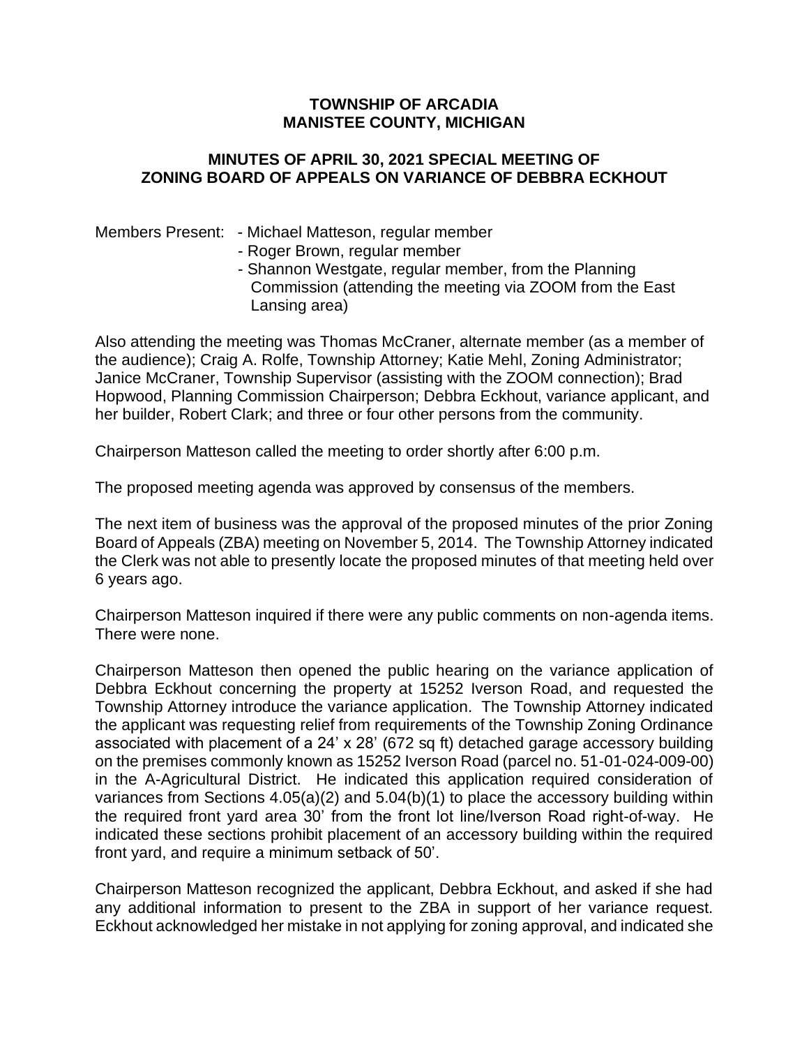# TOWNSHIP OF ARCADIA
# MANISTEE COUNTY, MICHIGAN

## MINUTES OF APRIL 30, 2021 SPECIAL MEETING OF ZONING BOARD OF APPEALS ON VARIANCE OF DEBBRA ECKHOUT

Members Present:
- Michael Matteson, regular member
- Roger Brown, regular member
- Shannon Westgate, regular member, from the Planning Commission (attending the meeting via ZOOM from the East Lansing area)

Also attending the meeting was Thomas McCraner, alternate member (as a member of the audience); Craig A. Rolfe, Township Attorney; Katie Mehl, Zoning Administrator; Janice McCraner, Township Supervisor (assisting with the ZOOM connection); Brad Hopwood, Planning Commission Chairperson; Debbra Eckhout, variance applicant, and her builder, Robert Clark; and three or four other persons from the community.

Chairperson Matteson called the meeting to order shortly after 6:00 p.m.

The proposed meeting agenda was approved by consensus of the members.

The next item of business was the approval of the proposed minutes of the prior Zoning Board of Appeals (ZBA) meeting on November 5, 2014. The Township Attorney indicated the Clerk was not able to presently locate the proposed minutes of that meeting held over 6 years ago.

Chairperson Matteson inquired if there were any public comments on non-agenda items. There were none.

Chairperson Matteson then opened the public hearing on the variance application of Debbra Eckhout concerning the property at 15252 Iverson Road, and requested the Township Attorney introduce the variance application. The Township Attorney indicated the applicant was requesting relief from requirements of the Township Zoning Ordinance associated with placement of a 24' x 28' (672 sq ft) detached garage accessory building on the premises commonly known as 15252 Iverson Road (parcel no. 51-01-024-009-00) in the A-Agricultural District. He indicated this application required consideration of variances from Sections 4.05(a)(2) and 5.04(b)(1) to place the accessory building within the required front yard area 30' from the front lot line/Iverson Road right-of-way. He indicated these sections prohibit placement of an accessory building within the required front yard, and require a minimum setback of 50'.

Chairperson Matteson recognized the applicant, Debbra Eckhout, and asked if she had any additional information to present to the ZBA in support of her variance request. Eckhout acknowledged her mistake in not applying for zoning approval, and indicated she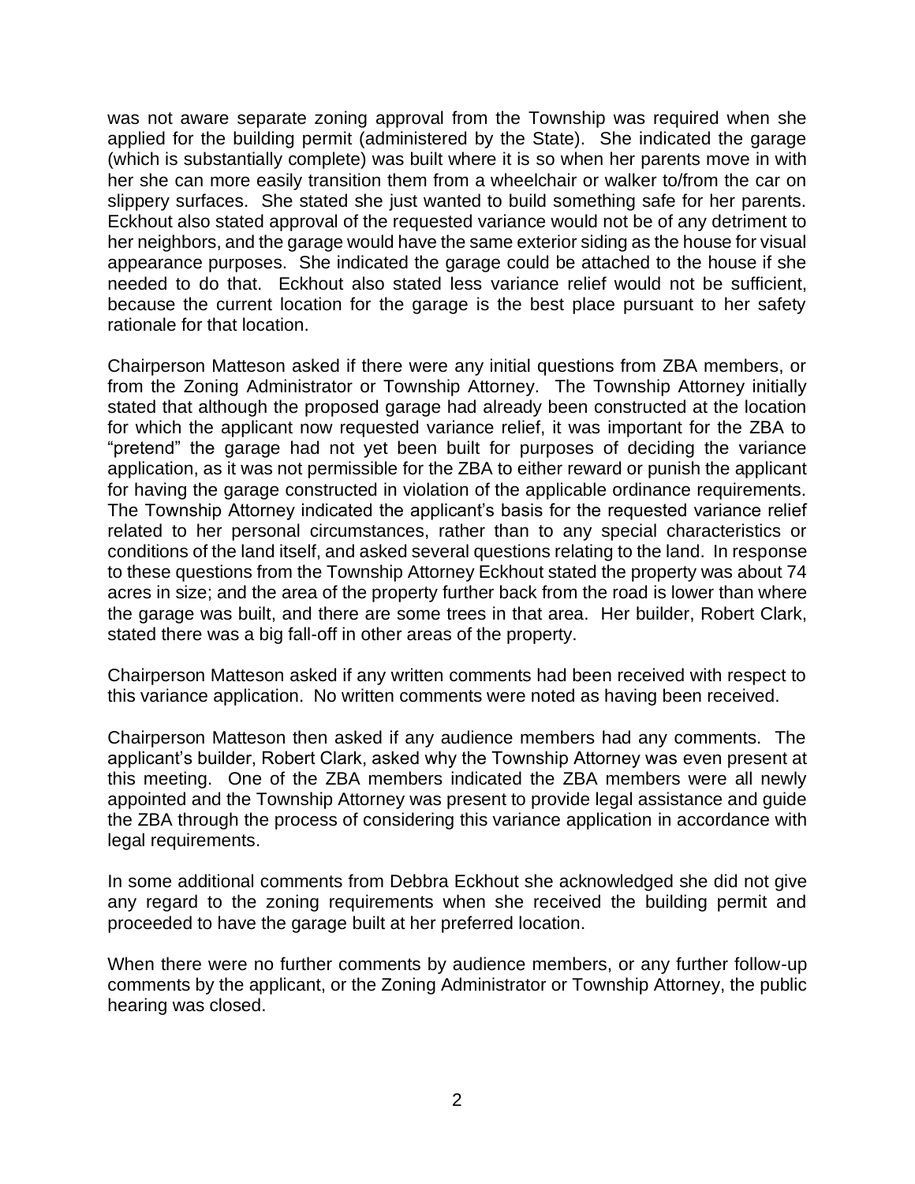was not aware separate zoning approval from the Township was required when she applied for the building permit (administered by the State). She indicated the garage (which is substantially complete) was built where it is so when her parents move in with her she can more easily transition them from a wheelchair or walker to/from the car on slippery surfaces. She stated she just wanted to build something safe for her parents. Eckhout also stated approval of the requested variance would not be of any detriment to her neighbors, and the garage would have the same exterior siding as the house for visual appearance purposes. She indicated the garage could be attached to the house if she needed to do that. Eckhout also stated less variance relief would not be sufficient, because the current location for the garage is the best place pursuant to her safety rationale for that location.

Chairperson Matteson asked if there were any initial questions from ZBA members, or from the Zoning Administrator or Township Attorney. The Township Attorney initially stated that although the proposed garage had already been constructed at the location for which the applicant now requested variance relief, it was important for the ZBA to "pretend" the garage had not yet been built for purposes of deciding the variance application, as it was not permissible for the ZBA to either reward or punish the applicant for having the garage constructed in violation of the applicable ordinance requirements. The Township Attorney indicated the applicant's basis for the requested variance relief related to her personal circumstances, rather than to any special characteristics or conditions of the land itself, and asked several questions relating to the land. In response to these questions from the Township Attorney Eckhout stated the property was about 74 acres in size; and the area of the property further back from the road is lower than where the garage was built, and there are some trees in that area. Her builder, Robert Clark, stated there was a big fall-off in other areas of the property.

Chairperson Matteson asked if any written comments had been received with respect to this variance application. No written comments were noted as having been received.

Chairperson Matteson then asked if any audience members had any comments. The applicant's builder, Robert Clark, asked why the Township Attorney was even present at this meeting. One of the ZBA members indicated the ZBA members were all newly appointed and the Township Attorney was present to provide legal assistance and guide the ZBA through the process of considering this variance application in accordance with legal requirements.

In some additional comments from Debbra Eckhout she acknowledged she did not give any regard to the zoning requirements when she received the building permit and proceeded to have the garage built at her preferred location.

When there were no further comments by audience members, or any further follow-up comments by the applicant, or the Zoning Administrator or Township Attorney, the public hearing was closed.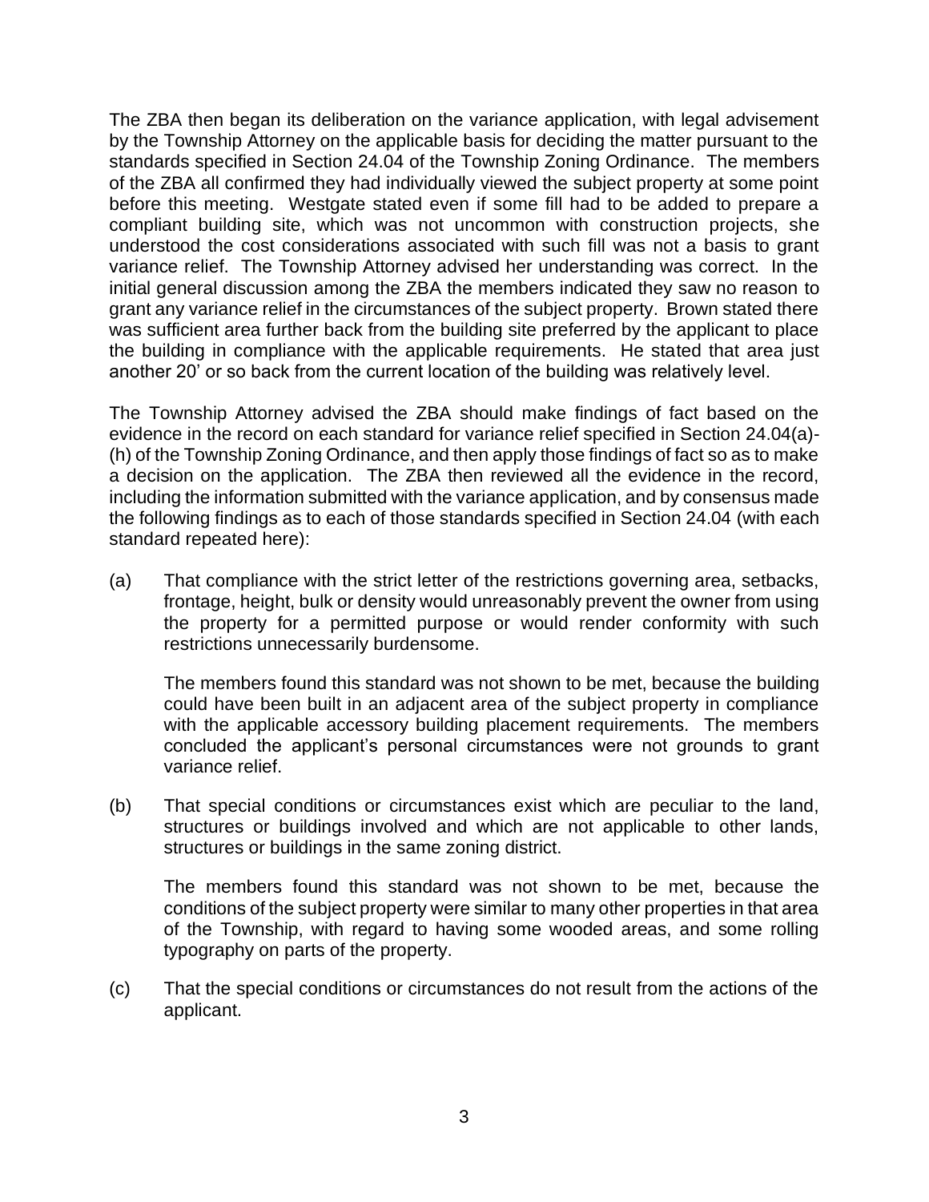The ZBA then began its deliberation on the variance application, with legal advisement by the Township Attorney on the applicable basis for deciding the matter pursuant to the standards specified in Section 24.04 of the Township Zoning Ordinance. The members of the ZBA all confirmed they had individually viewed the subject property at some point before this meeting. Westgate stated even if some fill had to be added to prepare a compliant building site, which was not uncommon with construction projects, she understood the cost considerations associated with such fill was not a basis to grant variance relief. The Township Attorney advised her understanding was correct. In the initial general discussion among the ZBA the members indicated they saw no reason to grant any variance relief in the circumstances of the subject property. Brown stated there was sufficient area further back from the building site preferred by the applicant to place the building in compliance with the applicable requirements. He stated that area just another 20' or so back from the current location of the building was relatively level.

The Township Attorney advised the ZBA should make findings of fact based on the evidence in the record on each standard for variance relief specified in Section 24.04(a)-(h) of the Township Zoning Ordinance, and then apply those findings of fact so as to make a decision on the application. The ZBA then reviewed all the evidence in the record, including the information submitted with the variance application, and by consensus made the following findings as to each of those standards specified in Section 24.04 (with each standard repeated here):

(a) That compliance with the strict letter of the restrictions governing area, setbacks, frontage, height, bulk or density would unreasonably prevent the owner from using the property for a permitted purpose or would render conformity with such restrictions unnecessarily burdensome.

The members found this standard was not shown to be met, because the building could have been built in an adjacent area of the subject property in compliance with the applicable accessory building placement requirements. The members concluded the applicant's personal circumstances were not grounds to grant variance relief.

(b) That special conditions or circumstances exist which are peculiar to the land, structures or buildings involved and which are not applicable to other lands, structures or buildings in the same zoning district.

The members found this standard was not shown to be met, because the conditions of the subject property were similar to many other properties in that area of the Township, with regard to having some wooded areas, and some rolling typography on parts of the property.

(c) That the special conditions or circumstances do not result from the actions of the applicant.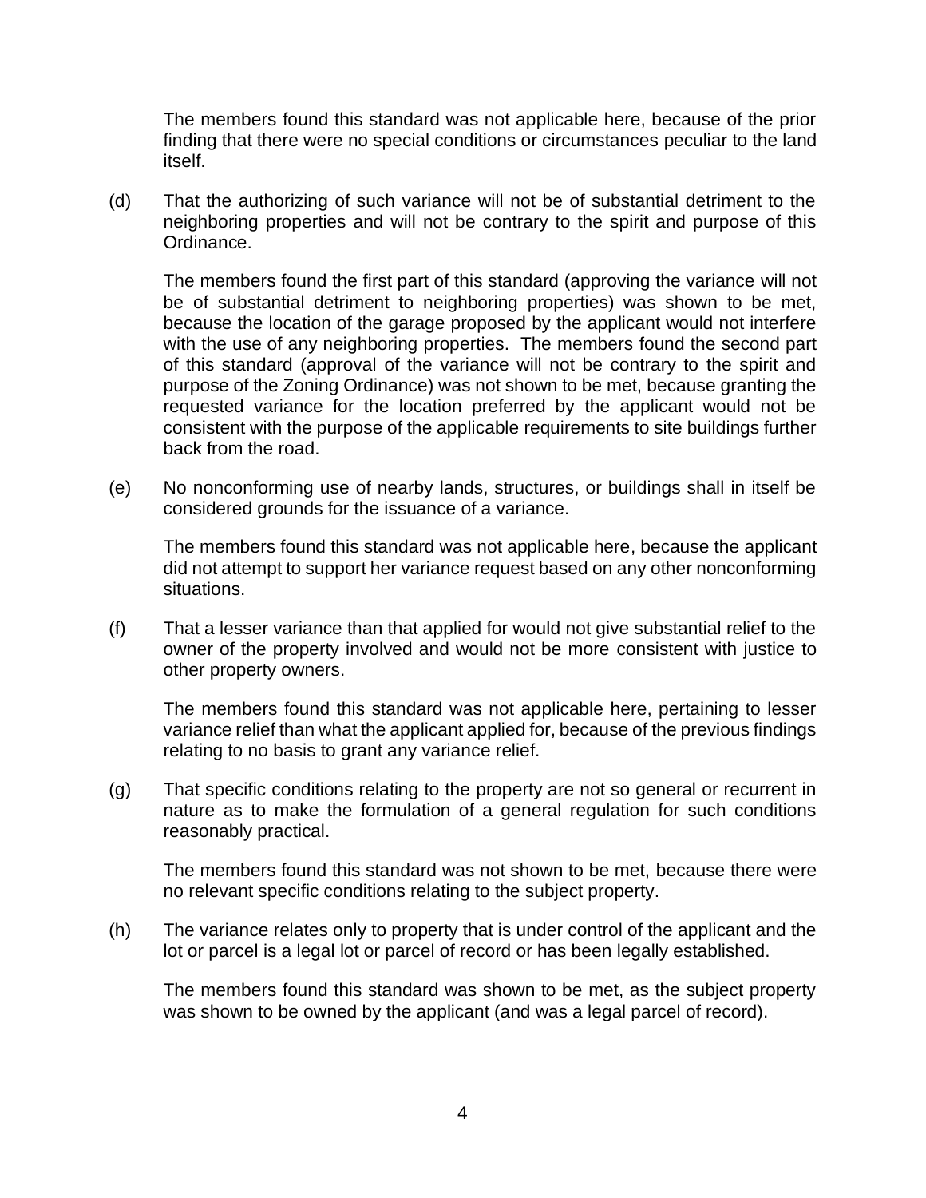The members found this standard was not applicable here, because of the prior finding that there were no special conditions or circumstances peculiar to the land itself.

(d) That the authorizing of such variance will not be of substantial detriment to the neighboring properties and will not be contrary to the spirit and purpose of this Ordinance.

The members found the first part of this standard (approving the variance will not be of substantial detriment to neighboring properties) was shown to be met, because the location of the garage proposed by the applicant would not interfere with the use of any neighboring properties. The members found the second part of this standard (approval of the variance will not be contrary to the spirit and purpose of the Zoning Ordinance) was not shown to be met, because granting the requested variance for the location preferred by the applicant would not be consistent with the purpose of the applicable requirements to site buildings further back from the road.

(e) No nonconforming use of nearby lands, structures, or buildings shall in itself be considered grounds for the issuance of a variance.

The members found this standard was not applicable here, because the applicant did not attempt to support her variance request based on any other nonconforming situations.

(f) That a lesser variance than that applied for would not give substantial relief to the owner of the property involved and would not be more consistent with justice to other property owners.

The members found this standard was not applicable here, pertaining to lesser variance relief than what the applicant applied for, because of the previous findings relating to no basis to grant any variance relief.

(g) That specific conditions relating to the property are not so general or recurrent in nature as to make the formulation of a general regulation for such conditions reasonably practical.

The members found this standard was not shown to be met, because there were no relevant specific conditions relating to the subject property.

(h) The variance relates only to property that is under control of the applicant and the lot or parcel is a legal lot or parcel of record or has been legally established.

The members found this standard was shown to be met, as the subject property was shown to be owned by the applicant (and was a legal parcel of record).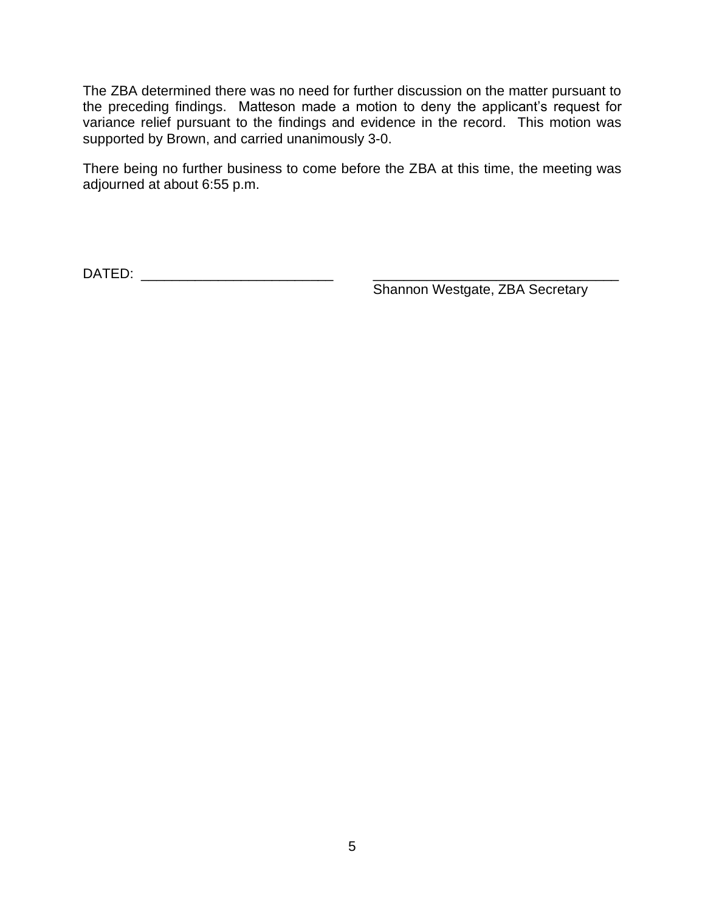The ZBA determined there was no need for further discussion on the matter pursuant to the preceding findings. Matteson made a motion to deny the applicant's request for variance relief pursuant to the findings and evidence in the record. This motion was supported by Brown, and carried unanimously 3-0.

There being no further business to come before the ZBA at this time, the meeting was adjourned at about 6:55 p.m.

DATED: \_\_\_\_\_\_\_\_\_\_\_\_\_\_\_\_\_\_\_\_\_\_\_\_\_ \_\_\_\_\_\_\_\_\_\_\_\_\_\_\_\_\_\_\_\_\_\_\_\_\_\_\_\_\_\_\_\_

Shannon Westgate, ZBA Secretary